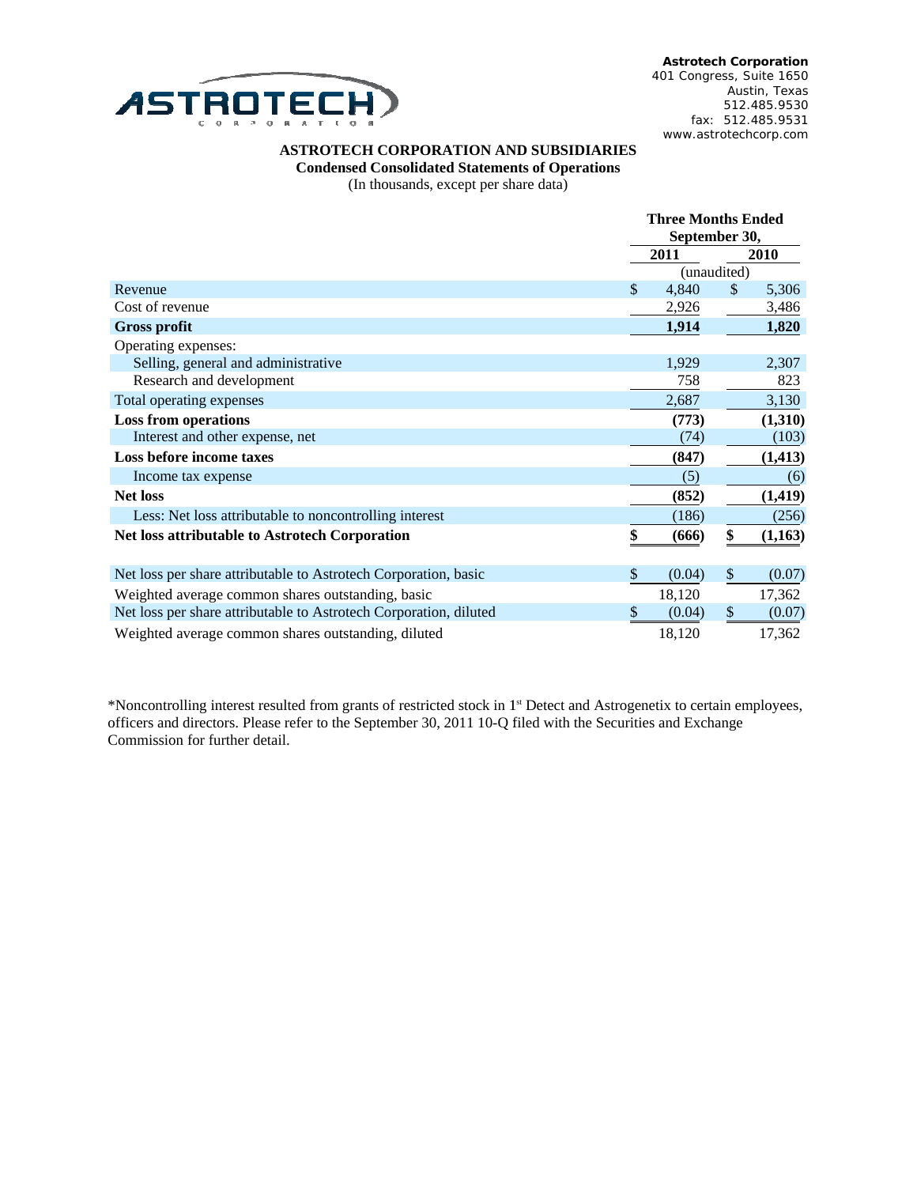**Astrotech Corporation**
401 Congress, Suite 1650
Austin, Texas
512.485.9530
fax: 512.485.9531
www.astrotechcorp.com

# ASTROTECH CORPORATION AND SUBSIDIARIES

**Condensed Consolidated Statements of Operations**

(In thousands, except per share data)

| | Three Months Ended September 30, 2011 | Three Months Ended September 30, 2010 |
|---|---|---|
| | (unaudited) | |
| Revenue | $ 4,840 | $ 5,306 |
| Cost of revenue | 2,926 | 3,486 |
| **Gross profit** | **1,914** | **1,820** |
| Operating expenses: | | |
| Selling, general and administrative | 1,929 | 2,307 |
| Research and development | 758 | 823 |
| Total operating expenses | 2,687 | 3,130 |
| **Loss from operations** | **(773)** | **(1,310)** |
| Interest and other expense, net | (74) | (103) |
| **Loss before income taxes** | **(847)** | **(1,413)** |
| Income tax expense | (5) | (6) |
| **Net loss** | **(852)** | **(1,419)** |
| Less: Net loss attributable to noncontrolling interest | (186) | (256) |
| **Net loss attributable to Astrotech Corporation** | **$ (666)** | **$ (1,163)** |
| | | |
| Net loss per share attributable to Astrotech Corporation, basic | $ (0.04) | $ (0.07) |
| Weighted average common shares outstanding, basic | 18,120 | 17,362 |
| Net loss per share attributable to Astrotech Corporation, diluted | $ (0.04) | $ (0.07) |
| Weighted average common shares outstanding, diluted | 18,120 | 17,362 |

*Noncontrolling interest resulted from grants of restricted stock in 1st Detect and Astrogenetix to certain employees, officers and directors. Please refer to the September 30, 2011 10-Q filed with the Securities and Exchange Commission for further detail.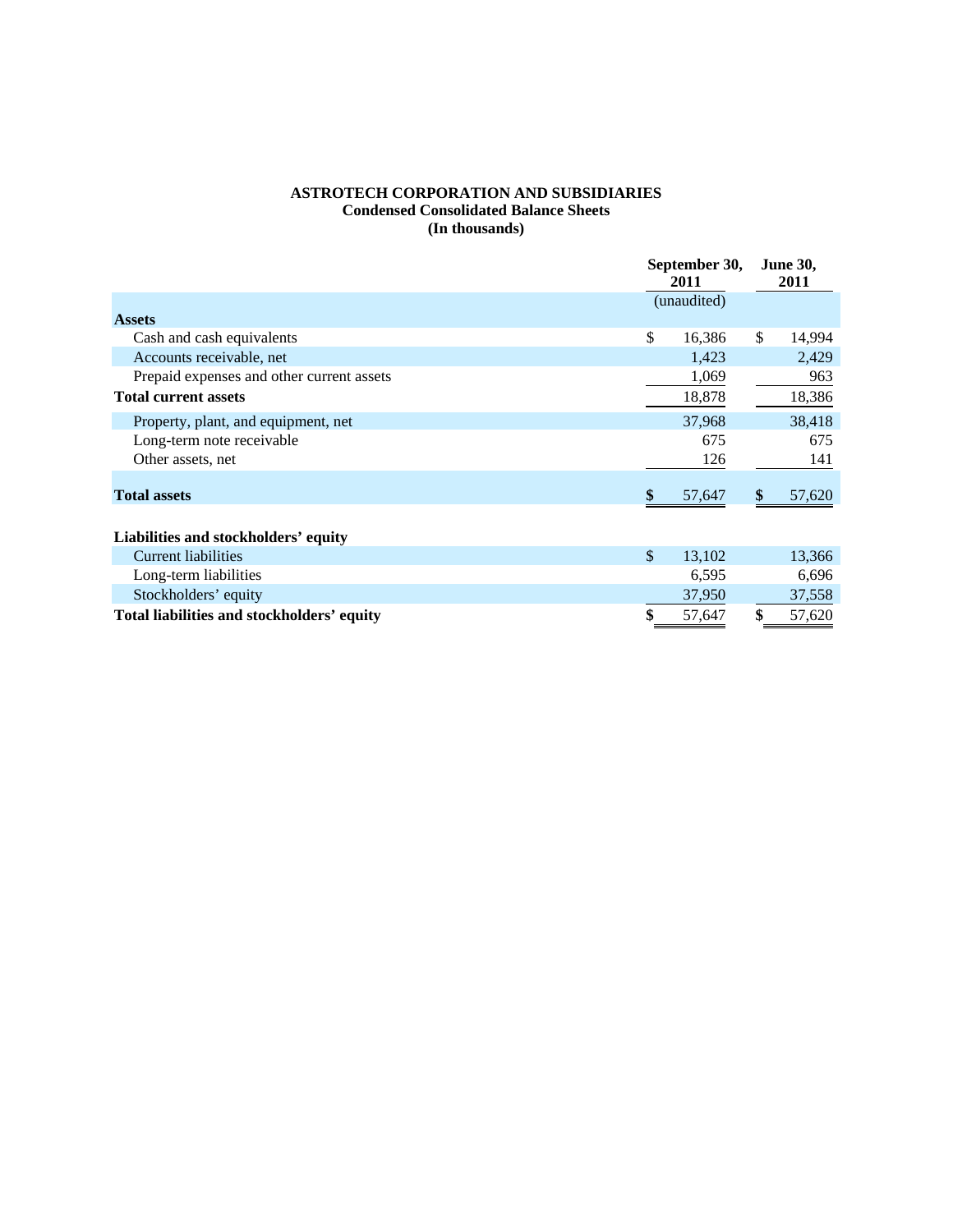**ASTROTECH CORPORATION AND SUBSIDIARIES**
**Condensed Consolidated Balance Sheets**
**(In thousands)**

| | September 30, 2011 | June 30, 2011 |
|---|---|---|
| | (unaudited) | |
| **Assets** | | |
| Cash and cash equivalents | $ 16,386 | $ 14,994 |
| Accounts receivable, net | 1,423 | 2,429 |
| Prepaid expenses and other current assets | 1,069 | 963 |
| **Total current assets** | 18,878 | 18,386 |
| Property, plant, and equipment, net | 37,968 | 38,418 |
| Long-term note receivable | 675 | 675 |
| Other assets, net | 126 | 141 |
| **Total assets** | **$** 57,647 | **$** 57,620 |
| **Liabilities and stockholders' equity** | | |
| Current liabilities | $ 13,102 | 13,366 |
| Long-term liabilities | 6,595 | 6,696 |
| Stockholders' equity | 37,950 | 37,558 |
| **Total liabilities and stockholders' equity** | **$** 57,647 | **$** 57,620 |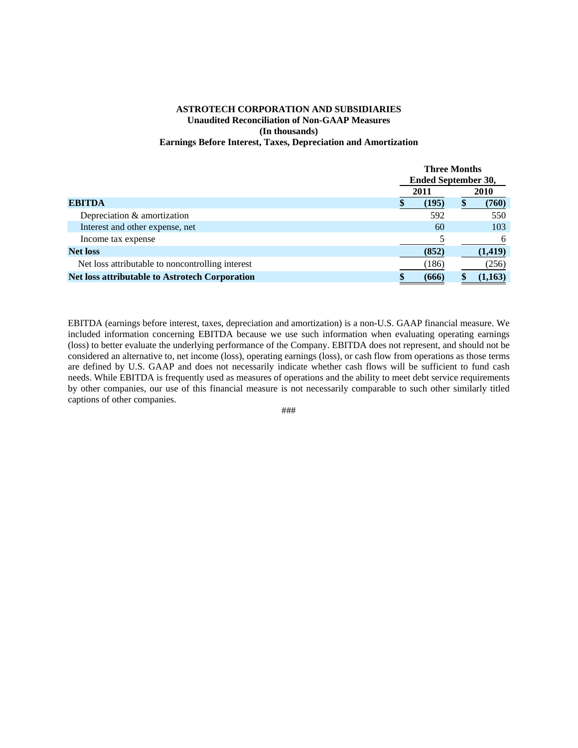**ASTROTECH CORPORATION AND SUBSIDIARIES**
**Unaudited Reconciliation of Non-GAAP Measures**
**(In thousands)**
**Earnings Before Interest, Taxes, Depreciation and Amortization**

| | Three Months Ended September 30, | |
|---|---|---|
| | **2011** | **2010** |
| **EBITDA** | **$ (195)** | **$ (760)** |
| Depreciation & amortization | 592 | 550 |
| Interest and other expense, net | 60 | 103 |
| Income tax expense | 5 | 6 |
| **Net loss** | **(852)** | **(1,419)** |
| Net loss attributable to noncontrolling interest | (186) | (256) |
| **Net loss attributable to Astrotech Corporation** | **$ (666)** | **$ (1,163)** |

EBITDA (earnings before interest, taxes, depreciation and amortization) is a non-U.S. GAAP financial measure. We included information concerning EBITDA because we use such information when evaluating operating earnings (loss) to better evaluate the underlying performance of the Company. EBITDA does not represent, and should not be considered an alternative to, net income (loss), operating earnings (loss), or cash flow from operations as those terms are defined by U.S. GAAP and does not necessarily indicate whether cash flows will be sufficient to fund cash needs. While EBITDA is frequently used as measures of operations and the ability to meet debt service requirements by other companies, our use of this financial measure is not necessarily comparable to such other similarly titled captions of other companies.

###